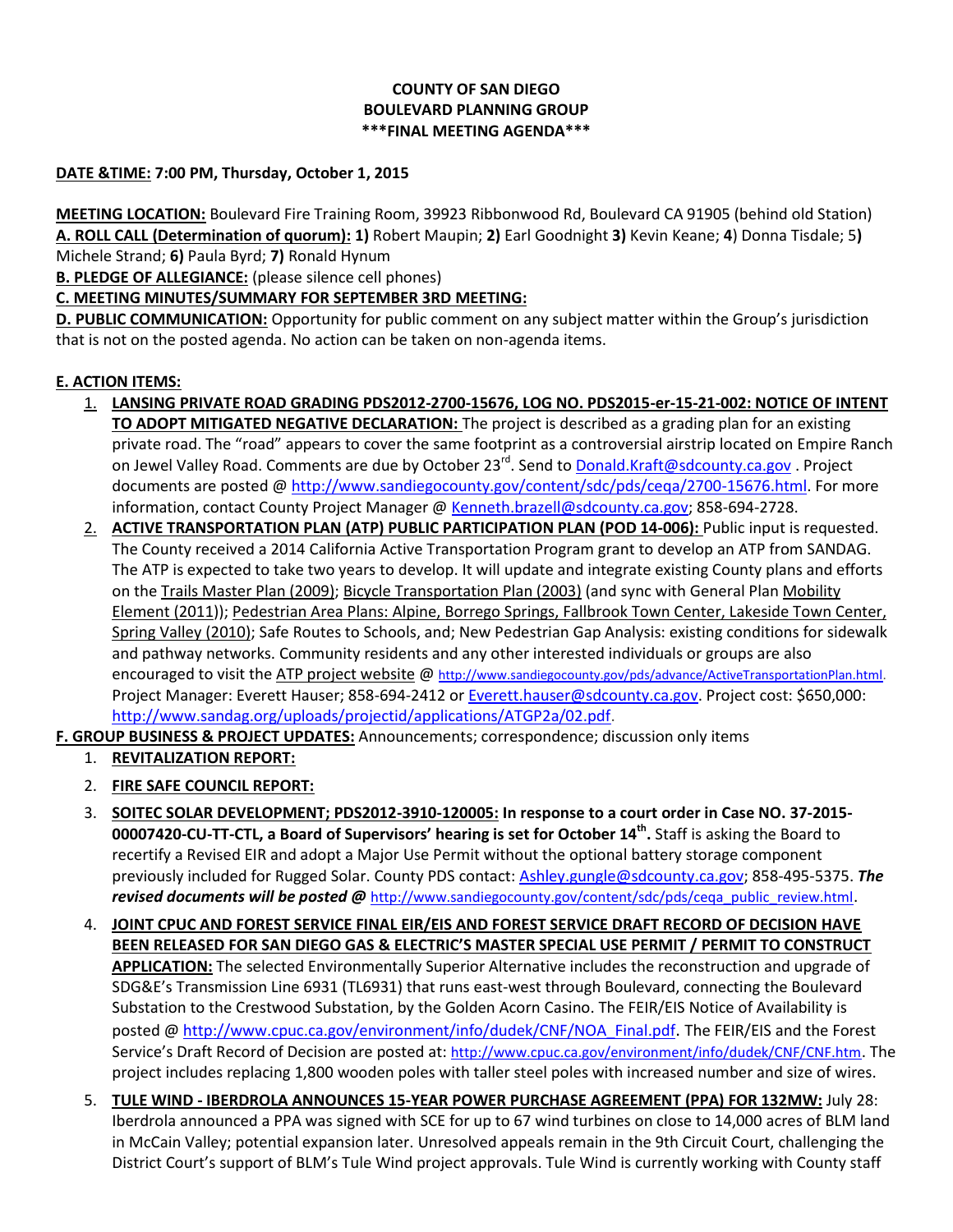**COUNTY OF SAN DIEGO**
**BOULEVARD PLANNING GROUP**
**\*\*\*FINAL MEETING AGENDA\*\*\***

**DATE &TIME: 7:00 PM, Thursday, October 1, 2015**

**MEETING LOCATION:** Boulevard Fire Training Room, 39923 Ribbonwood Rd, Boulevard CA 91905 (behind old Station)
**A. ROLL CALL (Determination of quorum): 1)** Robert Maupin; **2)** Earl Goodnight **3)** Kevin Keane; **4**) Donna Tisdale; 5**)** Michele Strand; **6)** Paula Byrd; **7)** Ronald Hynum
**B. PLEDGE OF ALLEGIANCE:** (please silence cell phones)
**C. MEETING MINUTES/SUMMARY FOR SEPTEMBER 3RD MEETING:**
**D. PUBLIC COMMUNICATION:** Opportunity for public comment on any subject matter within the Group's jurisdiction that is not on the posted agenda. No action can be taken on non-agenda items.

**E. ACTION ITEMS:**

1. **LANSING PRIVATE ROAD GRADING PDS2012-2700-15676, LOG NO. PDS2015-er-15-21-002: NOTICE OF INTENT TO ADOPT MITIGATED NEGATIVE DECLARATION:** The project is described as a grading plan for an existing private road. The "road" appears to cover the same footprint as a controversial airstrip located on Empire Ranch on Jewel Valley Road. Comments are due by October 23rd. Send to Donald.Kraft@sdcounty.ca.gov . Project documents are posted @ http://www.sandiegocounty.gov/content/sdc/pds/ceqa/2700-15676.html. For more information, contact County Project Manager @ Kenneth.brazell@sdcounty.ca.gov; 858-694-2728.
2. **ACTIVE TRANSPORTATION PLAN (ATP) PUBLIC PARTICIPATION PLAN (POD 14-006):** Public input is requested. The County received a 2014 California Active Transportation Program grant to develop an ATP from SANDAG. The ATP is expected to take two years to develop. It will update and integrate existing County plans and efforts on the Trails Master Plan (2009); Bicycle Transportation Plan (2003) (and sync with General Plan Mobility Element (2011)); Pedestrian Area Plans: Alpine, Borrego Springs, Fallbrook Town Center, Lakeside Town Center, Spring Valley (2010); Safe Routes to Schools, and; New Pedestrian Gap Analysis: existing conditions for sidewalk and pathway networks. Community residents and any other interested individuals or groups are also encouraged to visit the ATP project website @ http://www.sandiegocounty.gov/pds/advance/ActiveTransportationPlan.html. Project Manager: Everett Hauser; 858-694-2412 or Everett.hauser@sdcounty.ca.gov. Project cost: $650,000: http://www.sandag.org/uploads/projectid/applications/ATGP2a/02.pdf.

**F. GROUP BUSINESS & PROJECT UPDATES:** Announcements; correspondence; discussion only items

1. **REVITALIZATION REPORT:**
2. **FIRE SAFE COUNCIL REPORT:**
3. **SOITEC SOLAR DEVELOPMENT; PDS2012-3910-120005: In response to a court order in Case NO. 37-2015-00007420-CU-TT-CTL, a Board of Supervisors' hearing is set for October 14th.** Staff is asking the Board to recertify a Revised EIR and adopt a Major Use Permit without the optional battery storage component previously included for Rugged Solar. County PDS contact: Ashley.gungle@sdcounty.ca.gov; 858-495-5375. ***The revised documents will be posted @*** http://www.sandiegocounty.gov/content/sdc/pds/ceqa_public_review.html.
4. **JOINT CPUC AND FOREST SERVICE FINAL EIR/EIS AND FOREST SERVICE DRAFT RECORD OF DECISION HAVE BEEN RELEASED FOR SAN DIEGO GAS & ELECTRIC'S MASTER SPECIAL USE PERMIT / PERMIT TO CONSTRUCT APPLICATION:** The selected Environmentally Superior Alternative includes the reconstruction and upgrade of SDG&E's Transmission Line 6931 (TL6931) that runs east-west through Boulevard, connecting the Boulevard Substation to the Crestwood Substation, by the Golden Acorn Casino. The FEIR/EIS Notice of Availability is posted @ http://www.cpuc.ca.gov/environment/info/dudek/CNF/NOA_Final.pdf. The FEIR/EIS and the Forest Service's Draft Record of Decision are posted at: http://www.cpuc.ca.gov/environment/info/dudek/CNF/CNF.htm. The project includes replacing 1,800 wooden poles with taller steel poles with increased number and size of wires.
5. **TULE WIND - IBERDROLA ANNOUNCES 15-YEAR POWER PURCHASE AGREEMENT (PPA) FOR 132MW:** July 28: Iberdrola announced a PPA was signed with SCE for up to 67 wind turbines on close to 14,000 acres of BLM land in McCain Valley; potential expansion later. Unresolved appeals remain in the 9th Circuit Court, challenging the District Court's support of BLM's Tule Wind project approvals. Tule Wind is currently working with County staff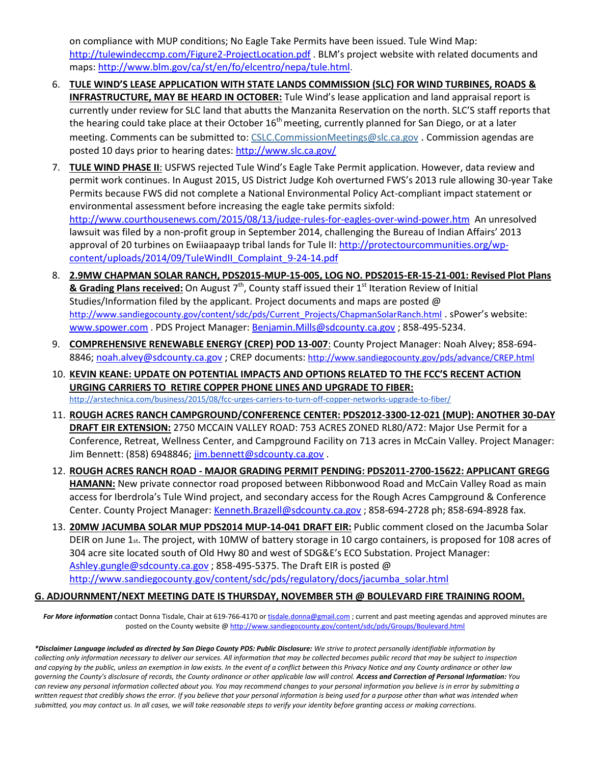on compliance with MUP conditions; No Eagle Take Permits have been issued. Tule Wind Map: http://tulewindeccmp.com/Figure2-ProjectLocation.pdf . BLM's project website with related documents and maps: http://www.blm.gov/ca/st/en/fo/elcentro/nepa/tule.html.

6. **TULE WIND'S LEASE APPLICATION WITH STATE LANDS COMMISSION (SLC) FOR WIND TURBINES, ROADS & INFRASTRUCTURE, MAY BE HEARD IN OCTOBER:** Tule Wind's lease application and land appraisal report is currently under review for SLC land that abutts the Manzanita Reservation on the north. SLC'S staff reports that the hearing could take place at their October 16th meeting, currently planned for San Diego, or at a later meeting. Comments can be submitted to: CSLC.CommissionMeetings@slc.ca.gov . Commission agendas are posted 10 days prior to hearing dates: http://www.slc.ca.gov/
7. **TULE WIND PHASE II**: USFWS rejected Tule Wind's Eagle Take Permit application. However, data review and permit work continues. In August 2015, US District Judge Koh overturned FWS's 2013 rule allowing 30-year Take Permits because FWS did not complete a National Environmental Policy Act-compliant impact statement or environmental assessment before increasing the eagle take permits sixfold: http://www.courthousenews.com/2015/08/13/judge-rules-for-eagles-over-wind-power.htm An unresolved lawsuit was filed by a non-profit group in September 2014, challenging the Bureau of Indian Affairs' 2013 approval of 20 turbines on Ewiiaapaayp tribal lands for Tule II: http://protectourcommunities.org/wp-content/uploads/2014/09/TuleWindII_Complaint_9-24-14.pdf
8. **2.9MW CHAPMAN SOLAR RANCH, PDS2015-MUP-15-005, LOG NO. PDS2015-ER-15-21-001: Revised Plot Plans & Grading Plans received:** On August 7th, County staff issued their 1st Iteration Review of Initial Studies/Information filed by the applicant. Project documents and maps are posted @ http://www.sandiegocounty.gov/content/sdc/pds/Current_Projects/ChapmanSolarRanch.html . sPower's website: www.spower.com . PDS Project Manager: Benjamin.Mills@sdcounty.ca.gov ; 858-495-5234.
9. **COMPREHENSIVE RENEWABLE ENERGY (CREP) POD 13-007**: County Project Manager: Noah Alvey; 858-694-8846; noah.alvey@sdcounty.ca.gov ; CREP documents: http://www.sandiegocounty.gov/pds/advance/CREP.html
10. **KEVIN KEANE: UPDATE ON POTENTIAL IMPACTS AND OPTIONS RELATED TO THE FCC'S RECENT ACTION URGING CARRIERS TO RETIRE COPPER PHONE LINES AND UPGRADE TO FIBER:** http://arstechnica.com/business/2015/08/fcc-urges-carriers-to-turn-off-copper-networks-upgrade-to-fiber/
11. **ROUGH ACRES RANCH CAMPGROUND/CONFERENCE CENTER: PDS2012-3300-12-021 (MUP): ANOTHER 30-DAY DRAFT EIR EXTENSION:** 2750 MCCAIN VALLEY ROAD: 753 ACRES ZONED RL80/A72: Major Use Permit for a Conference, Retreat, Wellness Center, and Campground Facility on 713 acres in McCain Valley. Project Manager: Jim Bennett: (858) 6948846; jim.bennett@sdcounty.ca.gov .
12. **ROUGH ACRES RANCH ROAD - MAJOR GRADING PERMIT PENDING: PDS2011-2700-15622: APPLICANT GREGG HAMANN:** New private connector road proposed between Ribbonwood Road and McCain Valley Road as main access for Iberdrola's Tule Wind project, and secondary access for the Rough Acres Campground & Conference Center. County Project Manager: Kenneth.Brazell@sdcounty.ca.gov ; 858-694-2728 ph; 858-694-8928 fax.
13. **20MW JACUMBA SOLAR MUP PDS2014 MUP-14-041 DRAFT EIR:** Public comment closed on the Jacumba Solar DEIR on June 1st. The project, with 10MW of battery storage in 10 cargo containers, is proposed for 108 acres of 304 acre site located south of Old Hwy 80 and west of SDG&E's ECO Substation. Project Manager: Ashley.gungle@sdcounty.ca.gov ; 858-495-5375. The Draft EIR is posted @ http://www.sandiegocounty.gov/content/sdc/pds/regulatory/docs/jacumba_solar.html

**G. ADJOURNMENT/NEXT MEETING DATE IS THURSDAY, NOVEMBER 5TH @ BOULEVARD FIRE TRAINING ROOM.**

***For More information*** contact Donna Tisdale, Chair at 619-766-4170 or tisdale.donna@gmail.com ; current and past meeting agendas and approved minutes are posted on the County website @ http://www.sandiegocounty.gov/content/sdc/pds/Groups/Boulevard.html

****Disclaimer Language included as directed by San Diego County PDS: Public Disclosure:*** *We strive to protect personally identifiable information by collecting only information necessary to deliver our services. All information that may be collected becomes public record that may be subject to inspection and copying by the public, unless an exemption in law exists. In the event of a conflict between this Privacy Notice and any County ordinance or other law governing the County's disclosure of records, the County ordinance or other applicable law will control.* ***Access and Correction of Personal Information:*** *You can review any personal information collected about you. You may recommend changes to your personal information you believe is in error by submitting a written request that credibly shows the error. If you believe that your personal information is being used for a purpose other than what was intended when submitted, you may contact us. In all cases, we will take reasonable steps to verify your identity before granting access or making corrections.*